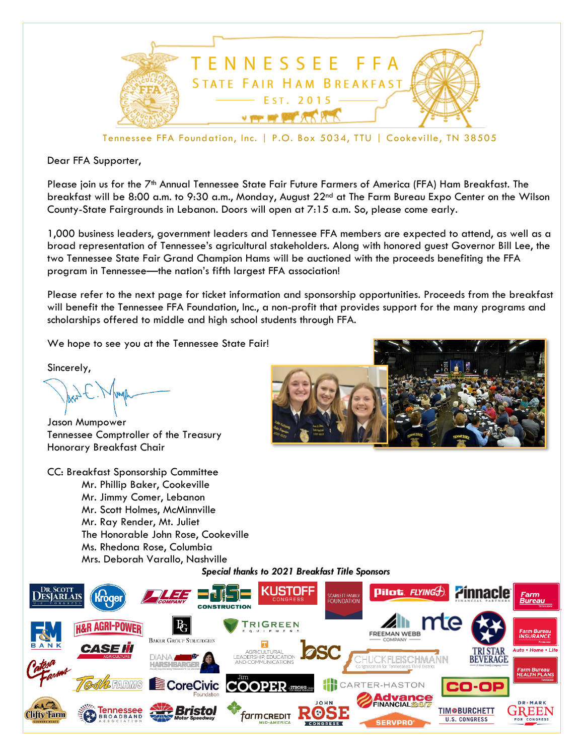# TENNESSEE FFA

## STATE FAIR HAM BREAKFAST

EST. 2015

Tennessee FFA Foundation, Inc. | P.O. Box 5034, TTU | Cookeville, TN 38505

Dear FFA Supporter,

Please join us for the 7th Annual Tennessee State Fair Future Farmers of America (FFA) Ham Breakfast. The breakfast will be 8:00 a.m. to 9:30 a.m., Monday, August 22nd at The Farm Bureau Expo Center on the Wilson County-State Fairgrounds in Lebanon. Doors will open at 7:15 a.m. So, please come early.

1,000 business leaders, government leaders and Tennessee FFA members are expected to attend, as well as a broad representation of Tennessee's agricultural stakeholders. Along with honored guest Governor Bill Lee, the two Tennessee State Fair Grand Champion Hams will be auctioned with the proceeds benefiting the FFA program in Tennessee—the nation's fifth largest FFA association!

Please refer to the next page for ticket information and sponsorship opportunities. Proceeds from the breakfast will benefit the Tennessee FFA Foundation, Inc., a non-profit that provides support for the many programs and scholarships offered to middle and high school students through FFA.

We hope to see you at the Tennessee State Fair!

Sincerely,

Jason Mumpower
Tennessee Comptroller of the Treasury
Honorary Breakfast Chair

CC: Breakfast Sponsorship Committee

- Mr. Phillip Baker, Cookeville
- Mr. Jimmy Comer, Lebanon
- Mr. Scott Holmes, McMinnville
- Mr. Ray Render, Mt. Juliet
- The Honorable John Rose, Cookeville
- Ms. Rhedona Rose, Columbia
- Mrs. Deborah Varallo, Nashville

***Special thanks to 2021 Breakfast Title Sponsors***

Dr. Scott DesJarlais U.S. Congress · Kroger · Lee Company · JS Construction · Kustoff Congress · Scarlett Family Foundation · Pilot Flying J · Pinnacle Financial Partners · Farm Bureau · F&M Bank · H&R Agri-Power · Case IH Agriculture · Baker Group Strategies · TriGreen Equipment · Agricultural Leadership, Education and Communications · bsc · Freeman Webb Company · mte · Tri Star Beverage · Farm Bureau Insurance · Catesa Farms · Diana Harshbarger · Chuck Fleischmann Congressman for Tennessee's Third District · Tosh Farms · CoreCivic Foundation · Jim Cooper · Carter-Haston · Co-op · Farm Bureau Health Plans · Clifty Farm · Tennessee Broadband Association · Bristol Motor Speedway · Farm Credit Mid-America · John Rose Congress · Advance Financial 24/7 · ServPro · Tim Burchett U.S. Congress · Dr. Mark Green for Congress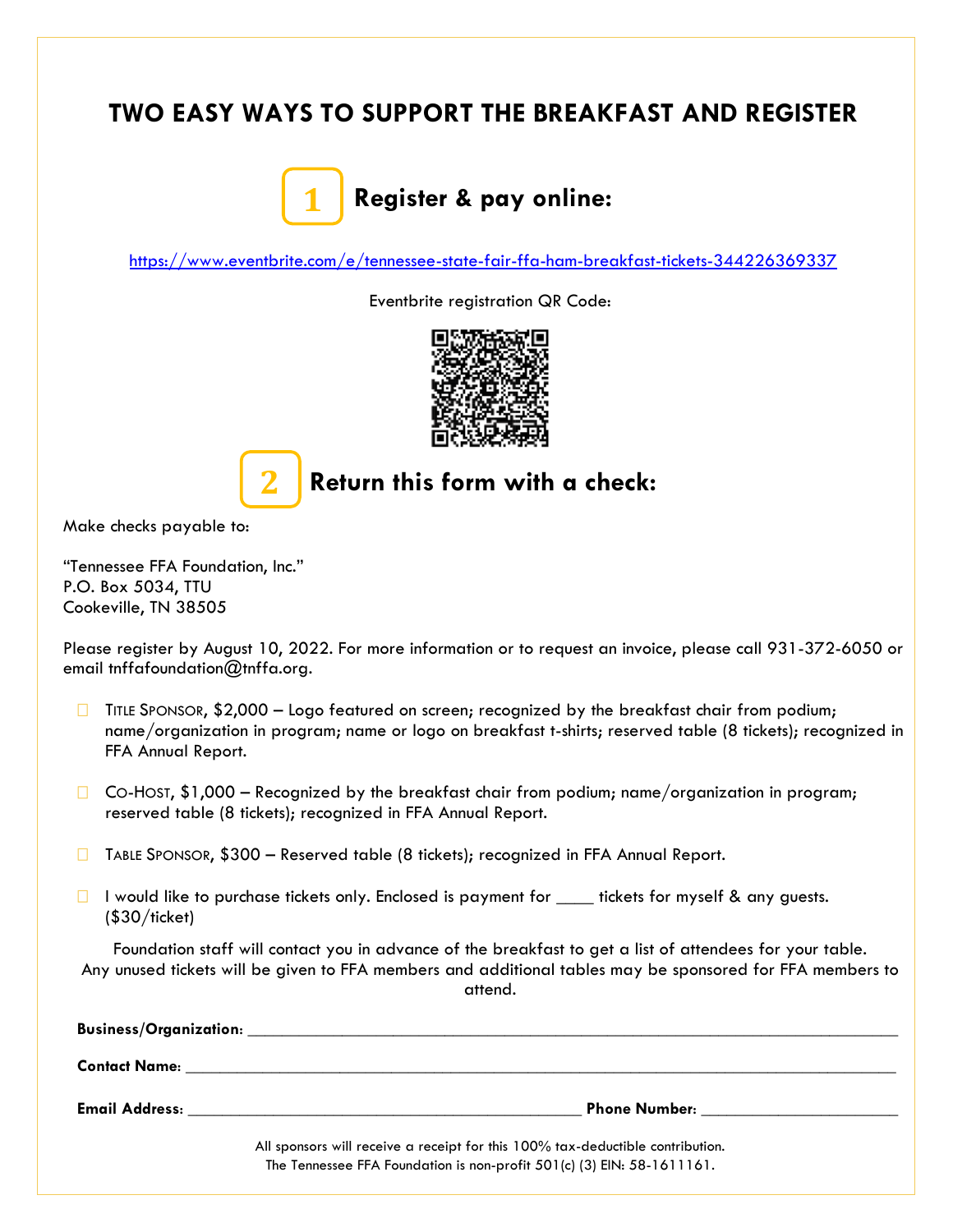# TWO EASY WAYS TO SUPPORT THE BREAKFAST AND REGISTER

## 1 Register & pay online:

https://www.eventbrite.com/e/tennessee-state-fair-ffa-ham-breakfast-tickets-344226369337

Eventbrite registration QR Code:

## 2 Return this form with a check:

Make checks payable to:

"Tennessee FFA Foundation, Inc."
P.O. Box 5034, TTU
Cookeville, TN 38505

Please register by August 10, 2022. For more information or to request an invoice, please call 931-372-6050 or email tnffafoundation@tnffa.org.

- ☐ TITLE SPONSOR, $2,000 – Logo featured on screen; recognized by the breakfast chair from podium; name/organization in program; name or logo on breakfast t-shirts; reserved table (8 tickets); recognized in FFA Annual Report.
- ☐ CO-HOST, $1,000 – Recognized by the breakfast chair from podium; name/organization in program; reserved table (8 tickets); recognized in FFA Annual Report.
- ☐ TABLE SPONSOR, $300 – Reserved table (8 tickets); recognized in FFA Annual Report.
- ☐ I would like to purchase tickets only. Enclosed is payment for ____ tickets for myself & any guests. ($30/ticket)

Foundation staff will contact you in advance of the breakfast to get a list of attendees for your table. Any unused tickets will be given to FFA members and additional tables may be sponsored for FFA members to attend.

**Business/Organization:** ______________________________________________

**Contact Name:** ______________________________________________

**Email Address:** ______________________________ **Phone Number:** ______________

All sponsors will receive a receipt for this 100% tax-deductible contribution.
The Tennessee FFA Foundation is non-profit 501(c) (3) EIN: 58-1611161.